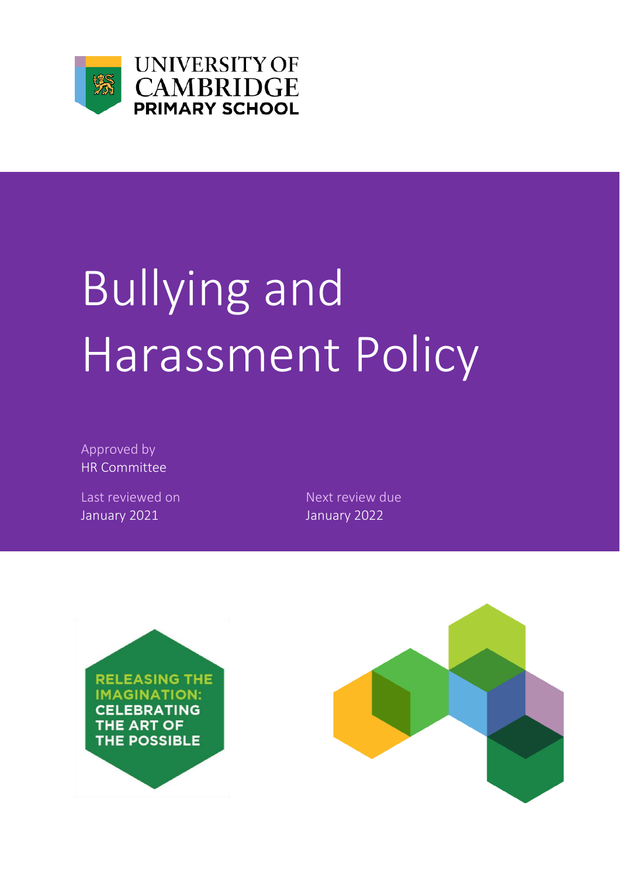UNIVERSITY OF CAMBRIDGE
PRIMARY SCHOOL

# Bullying and Harassment Policy

Approved by
HR Committee

Last reviewed on
January 2021

Next review due
January 2022

RELEASING THE IMAGINATION: CELEBRATING THE ART OF THE POSSIBLE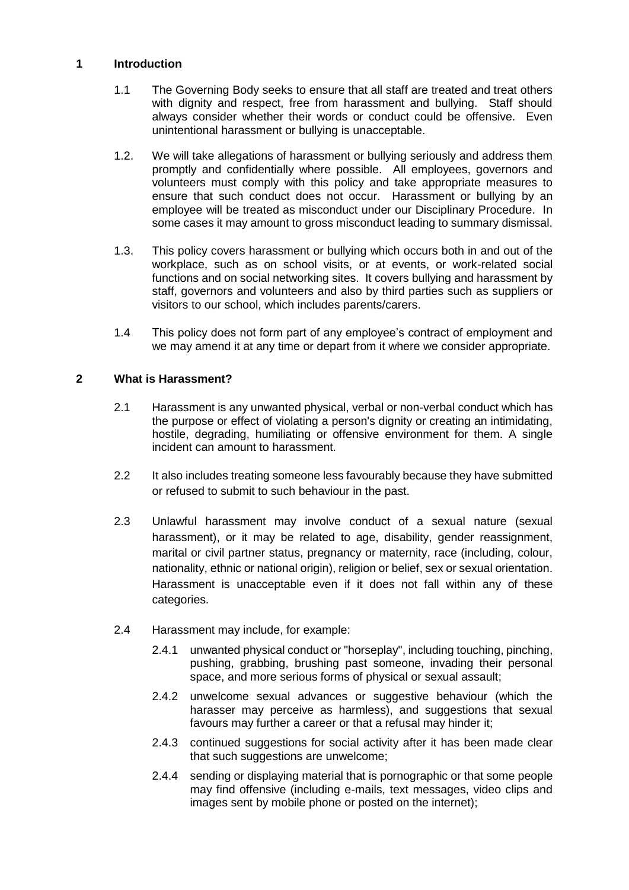## 1 Introduction

1.1 The Governing Body seeks to ensure that all staff are treated and treat others with dignity and respect, free from harassment and bullying. Staff should always consider whether their words or conduct could be offensive. Even unintentional harassment or bullying is unacceptable.

1.2. We will take allegations of harassment or bullying seriously and address them promptly and confidentially where possible. All employees, governors and volunteers must comply with this policy and take appropriate measures to ensure that such conduct does not occur. Harassment or bullying by an employee will be treated as misconduct under our Disciplinary Procedure. In some cases it may amount to gross misconduct leading to summary dismissal.

1.3. This policy covers harassment or bullying which occurs both in and out of the workplace, such as on school visits, or at events, or work-related social functions and on social networking sites. It covers bullying and harassment by staff, governors and volunteers and also by third parties such as suppliers or visitors to our school, which includes parents/carers.

1.4 This policy does not form part of any employee's contract of employment and we may amend it at any time or depart from it where we consider appropriate.

## 2 What is Harassment?

2.1 Harassment is any unwanted physical, verbal or non-verbal conduct which has the purpose or effect of violating a person's dignity or creating an intimidating, hostile, degrading, humiliating or offensive environment for them. A single incident can amount to harassment.

2.2 It also includes treating someone less favourably because they have submitted or refused to submit to such behaviour in the past.

2.3 Unlawful harassment may involve conduct of a sexual nature (sexual harassment), or it may be related to age, disability, gender reassignment, marital or civil partner status, pregnancy or maternity, race (including, colour, nationality, ethnic or national origin), religion or belief, sex or sexual orientation. Harassment is unacceptable even if it does not fall within any of these categories.

2.4 Harassment may include, for example:

2.4.1 unwanted physical conduct or "horseplay", including touching, pinching, pushing, grabbing, brushing past someone, invading their personal space, and more serious forms of physical or sexual assault;

2.4.2 unwelcome sexual advances or suggestive behaviour (which the harasser may perceive as harmless), and suggestions that sexual favours may further a career or that a refusal may hinder it;

2.4.3 continued suggestions for social activity after it has been made clear that such suggestions are unwelcome;

2.4.4 sending or displaying material that is pornographic or that some people may find offensive (including e-mails, text messages, video clips and images sent by mobile phone or posted on the internet);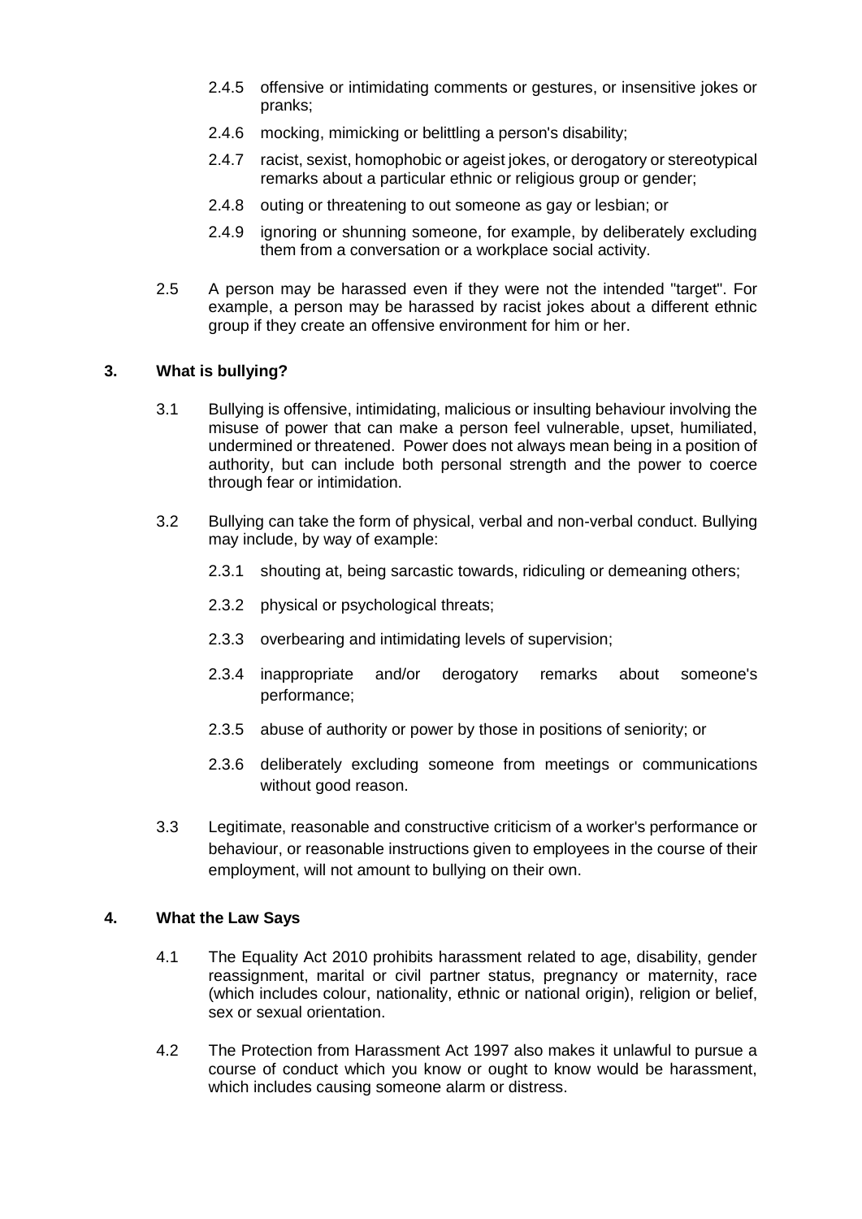2.4.5 offensive or intimidating comments or gestures, or insensitive jokes or pranks;

2.4.6 mocking, mimicking or belittling a person's disability;

2.4.7 racist, sexist, homophobic or ageist jokes, or derogatory or stereotypical remarks about a particular ethnic or religious group or gender;

2.4.8 outing or threatening to out someone as gay or lesbian; or

2.4.9 ignoring or shunning someone, for example, by deliberately excluding them from a conversation or a workplace social activity.

2.5 A person may be harassed even if they were not the intended "target". For example, a person may be harassed by racist jokes about a different ethnic group if they create an offensive environment for him or her.

## 3. What is bullying?

3.1 Bullying is offensive, intimidating, malicious or insulting behaviour involving the misuse of power that can make a person feel vulnerable, upset, humiliated, undermined or threatened. Power does not always mean being in a position of authority, but can include both personal strength and the power to coerce through fear or intimidation.

3.2 Bullying can take the form of physical, verbal and non-verbal conduct. Bullying may include, by way of example:

2.3.1 shouting at, being sarcastic towards, ridiculing or demeaning others;

2.3.2 physical or psychological threats;

2.3.3 overbearing and intimidating levels of supervision;

2.3.4 inappropriate and/or derogatory remarks about someone's performance;

2.3.5 abuse of authority or power by those in positions of seniority; or

2.3.6 deliberately excluding someone from meetings or communications without good reason.

3.3 Legitimate, reasonable and constructive criticism of a worker's performance or behaviour, or reasonable instructions given to employees in the course of their employment, will not amount to bullying on their own.

## 4. What the Law Says

4.1 The Equality Act 2010 prohibits harassment related to age, disability, gender reassignment, marital or civil partner status, pregnancy or maternity, race (which includes colour, nationality, ethnic or national origin), religion or belief, sex or sexual orientation.

4.2 The Protection from Harassment Act 1997 also makes it unlawful to pursue a course of conduct which you know or ought to know would be harassment, which includes causing someone alarm or distress.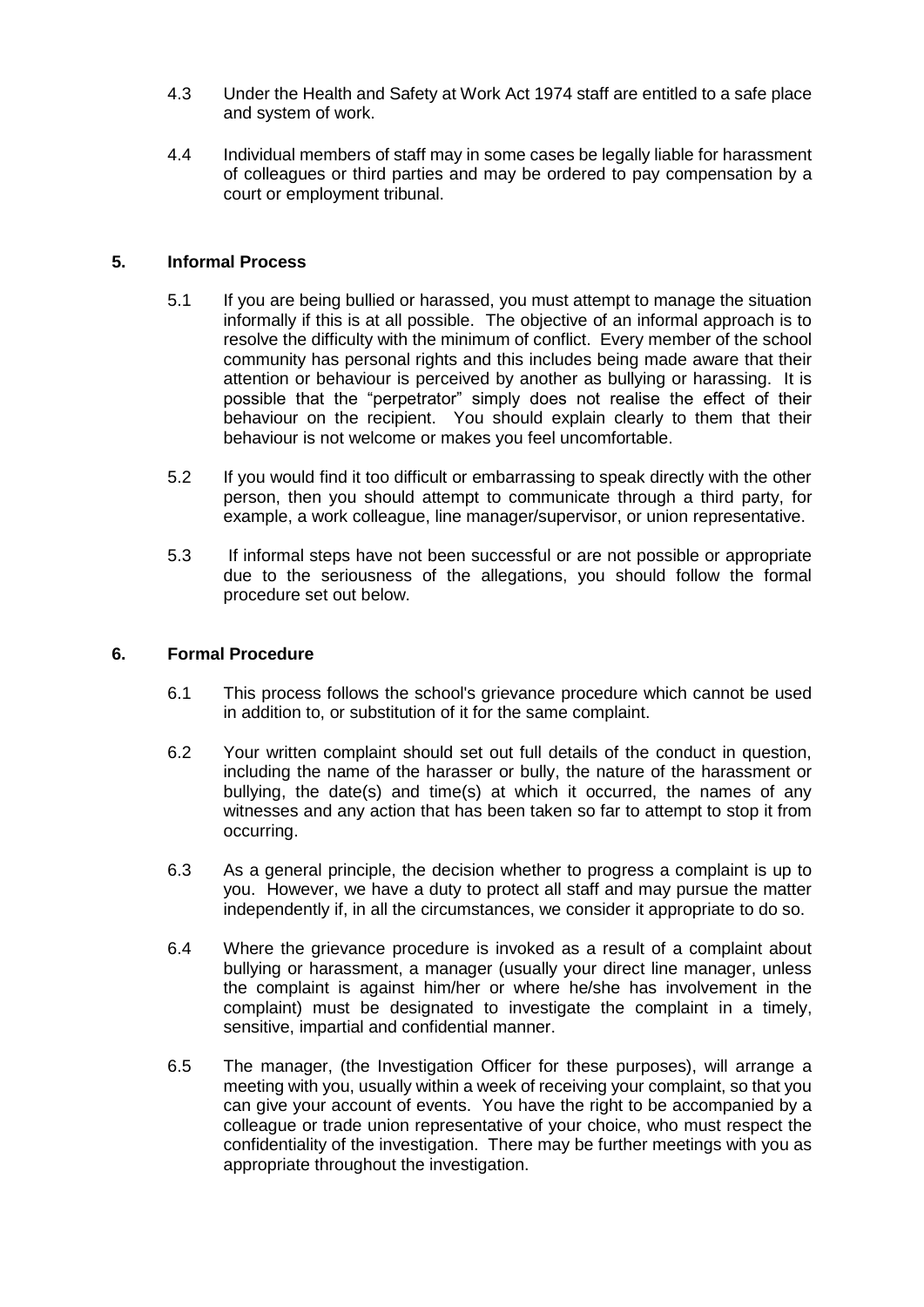4.3 Under the Health and Safety at Work Act 1974 staff are entitled to a safe place and system of work.

4.4 Individual members of staff may in some cases be legally liable for harassment of colleagues or third parties and may be ordered to pay compensation by a court or employment tribunal.

## 5. Informal Process

5.1 If you are being bullied or harassed, you must attempt to manage the situation informally if this is at all possible. The objective of an informal approach is to resolve the difficulty with the minimum of conflict. Every member of the school community has personal rights and this includes being made aware that their attention or behaviour is perceived by another as bullying or harassing. It is possible that the "perpetrator" simply does not realise the effect of their behaviour on the recipient. You should explain clearly to them that their behaviour is not welcome or makes you feel uncomfortable.

5.2 If you would find it too difficult or embarrassing to speak directly with the other person, then you should attempt to communicate through a third party, for example, a work colleague, line manager/supervisor, or union representative.

5.3 If informal steps have not been successful or are not possible or appropriate due to the seriousness of the allegations, you should follow the formal procedure set out below.

## 6. Formal Procedure

6.1 This process follows the school's grievance procedure which cannot be used in addition to, or substitution of it for the same complaint.

6.2 Your written complaint should set out full details of the conduct in question, including the name of the harasser or bully, the nature of the harassment or bullying, the date(s) and time(s) at which it occurred, the names of any witnesses and any action that has been taken so far to attempt to stop it from occurring.

6.3 As a general principle, the decision whether to progress a complaint is up to you. However, we have a duty to protect all staff and may pursue the matter independently if, in all the circumstances, we consider it appropriate to do so.

6.4 Where the grievance procedure is invoked as a result of a complaint about bullying or harassment, a manager (usually your direct line manager, unless the complaint is against him/her or where he/she has involvement in the complaint) must be designated to investigate the complaint in a timely, sensitive, impartial and confidential manner.

6.5 The manager, (the Investigation Officer for these purposes), will arrange a meeting with you, usually within a week of receiving your complaint, so that you can give your account of events. You have the right to be accompanied by a colleague or trade union representative of your choice, who must respect the confidentiality of the investigation. There may be further meetings with you as appropriate throughout the investigation.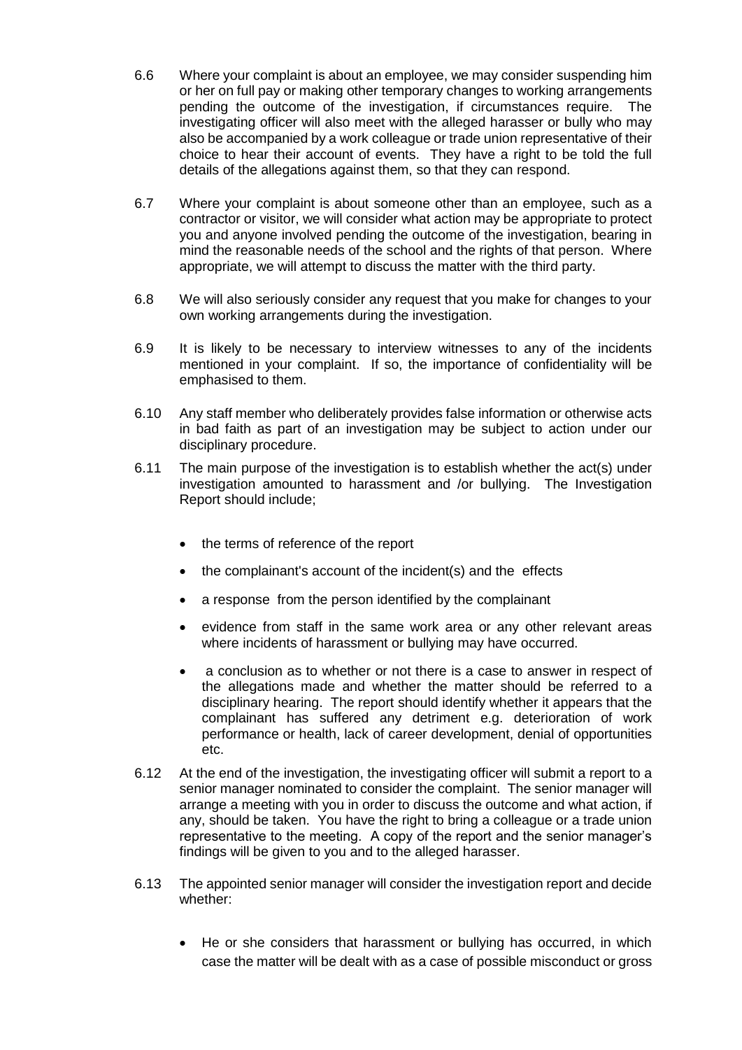6.6 Where your complaint is about an employee, we may consider suspending him or her on full pay or making other temporary changes to working arrangements pending the outcome of the investigation, if circumstances require. The investigating officer will also meet with the alleged harasser or bully who may also be accompanied by a work colleague or trade union representative of their choice to hear their account of events. They have a right to be told the full details of the allegations against them, so that they can respond.

6.7 Where your complaint is about someone other than an employee, such as a contractor or visitor, we will consider what action may be appropriate to protect you and anyone involved pending the outcome of the investigation, bearing in mind the reasonable needs of the school and the rights of that person. Where appropriate, we will attempt to discuss the matter with the third party.

6.8 We will also seriously consider any request that you make for changes to your own working arrangements during the investigation.

6.9 It is likely to be necessary to interview witnesses to any of the incidents mentioned in your complaint. If so, the importance of confidentiality will be emphasised to them.

6.10 Any staff member who deliberately provides false information or otherwise acts in bad faith as part of an investigation may be subject to action under our disciplinary procedure.

6.11 The main purpose of the investigation is to establish whether the act(s) under investigation amounted to harassment and /or bullying. The Investigation Report should include;

- the terms of reference of the report
- the complainant's account of the incident(s) and the effects
- a response from the person identified by the complainant
- evidence from staff in the same work area or any other relevant areas where incidents of harassment or bullying may have occurred.
- a conclusion as to whether or not there is a case to answer in respect of the allegations made and whether the matter should be referred to a disciplinary hearing. The report should identify whether it appears that the complainant has suffered any detriment e.g. deterioration of work performance or health, lack of career development, denial of opportunities etc.

6.12 At the end of the investigation, the investigating officer will submit a report to a senior manager nominated to consider the complaint. The senior manager will arrange a meeting with you in order to discuss the outcome and what action, if any, should be taken. You have the right to bring a colleague or a trade union representative to the meeting. A copy of the report and the senior manager's findings will be given to you and to the alleged harasser.

6.13 The appointed senior manager will consider the investigation report and decide whether:

- He or she considers that harassment or bullying has occurred, in which case the matter will be dealt with as a case of possible misconduct or gross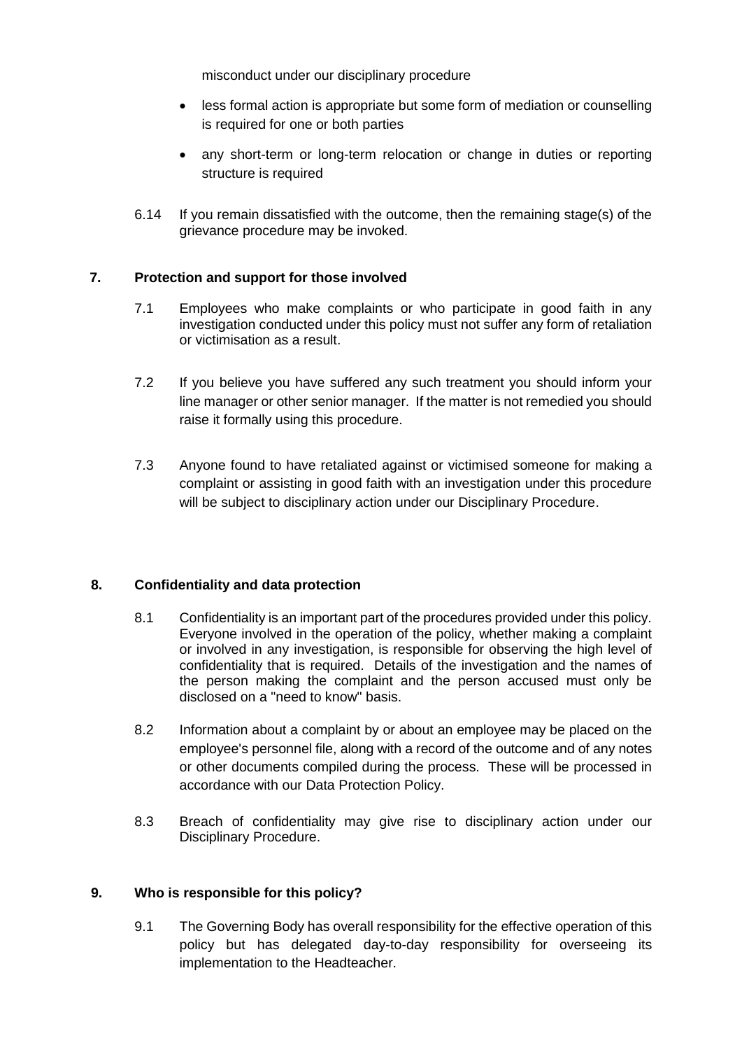misconduct under our disciplinary procedure

- less formal action is appropriate but some form of mediation or counselling is required for one or both parties
- any short-term or long-term relocation or change in duties or reporting structure is required

6.14 If you remain dissatisfied with the outcome, then the remaining stage(s) of the grievance procedure may be invoked.

## 7. Protection and support for those involved

7.1 Employees who make complaints or who participate in good faith in any investigation conducted under this policy must not suffer any form of retaliation or victimisation as a result.

7.2 If you believe you have suffered any such treatment you should inform your line manager or other senior manager. If the matter is not remedied you should raise it formally using this procedure.

7.3 Anyone found to have retaliated against or victimised someone for making a complaint or assisting in good faith with an investigation under this procedure will be subject to disciplinary action under our Disciplinary Procedure.

## 8. Confidentiality and data protection

8.1 Confidentiality is an important part of the procedures provided under this policy. Everyone involved in the operation of the policy, whether making a complaint or involved in any investigation, is responsible for observing the high level of confidentiality that is required. Details of the investigation and the names of the person making the complaint and the person accused must only be disclosed on a "need to know" basis.

8.2 Information about a complaint by or about an employee may be placed on the employee's personnel file, along with a record of the outcome and of any notes or other documents compiled during the process. These will be processed in accordance with our Data Protection Policy.

8.3 Breach of confidentiality may give rise to disciplinary action under our Disciplinary Procedure.

## 9. Who is responsible for this policy?

9.1 The Governing Body has overall responsibility for the effective operation of this policy but has delegated day-to-day responsibility for overseeing its implementation to the Headteacher.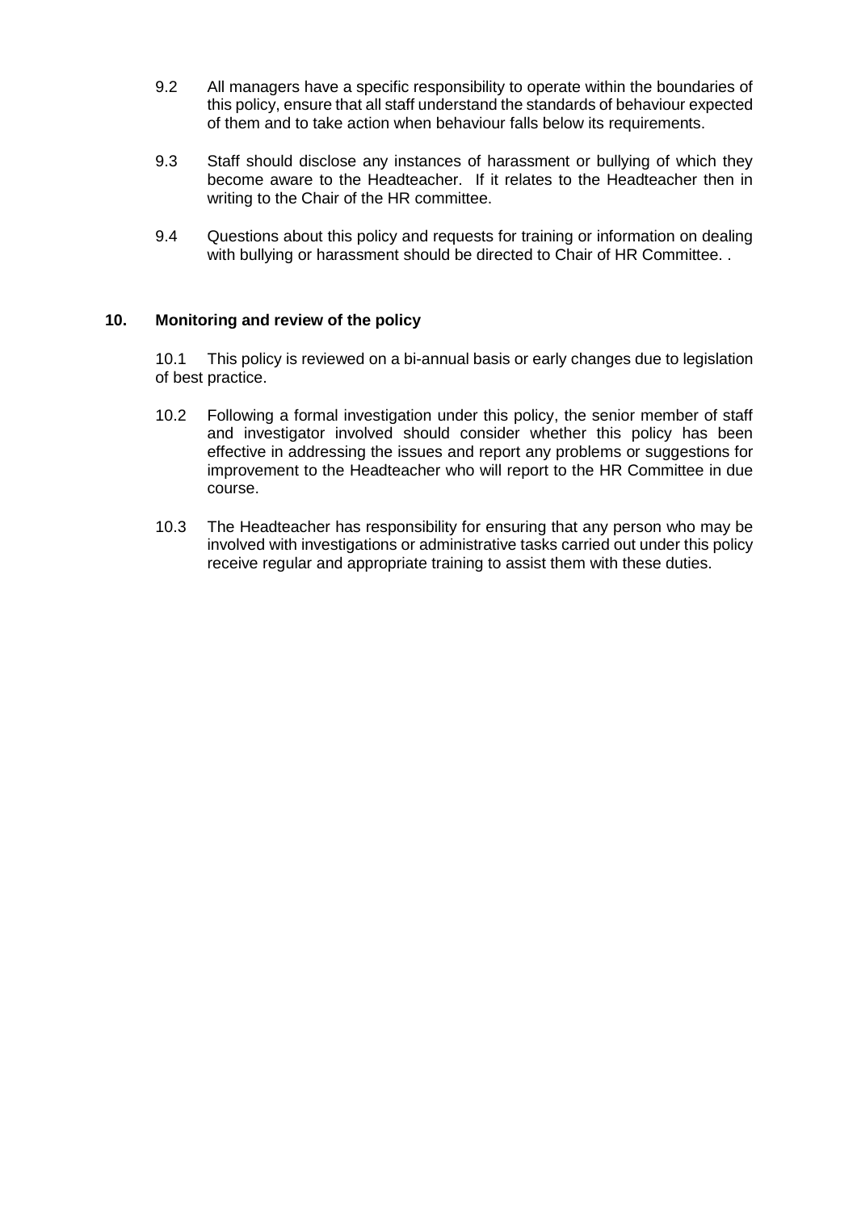9.2 All managers have a specific responsibility to operate within the boundaries of this policy, ensure that all staff understand the standards of behaviour expected of them and to take action when behaviour falls below its requirements.

9.3 Staff should disclose any instances of harassment or bullying of which they become aware to the Headteacher. If it relates to the Headteacher then in writing to the Chair of the HR committee.

9.4 Questions about this policy and requests for training or information on dealing with bullying or harassment should be directed to Chair of HR Committee. .

## 10. Monitoring and review of the policy

10.1 This policy is reviewed on a bi-annual basis or early changes due to legislation of best practice.

10.2 Following a formal investigation under this policy, the senior member of staff and investigator involved should consider whether this policy has been effective in addressing the issues and report any problems or suggestions for improvement to the Headteacher who will report to the HR Committee in due course.

10.3 The Headteacher has responsibility for ensuring that any person who may be involved with investigations or administrative tasks carried out under this policy receive regular and appropriate training to assist them with these duties.